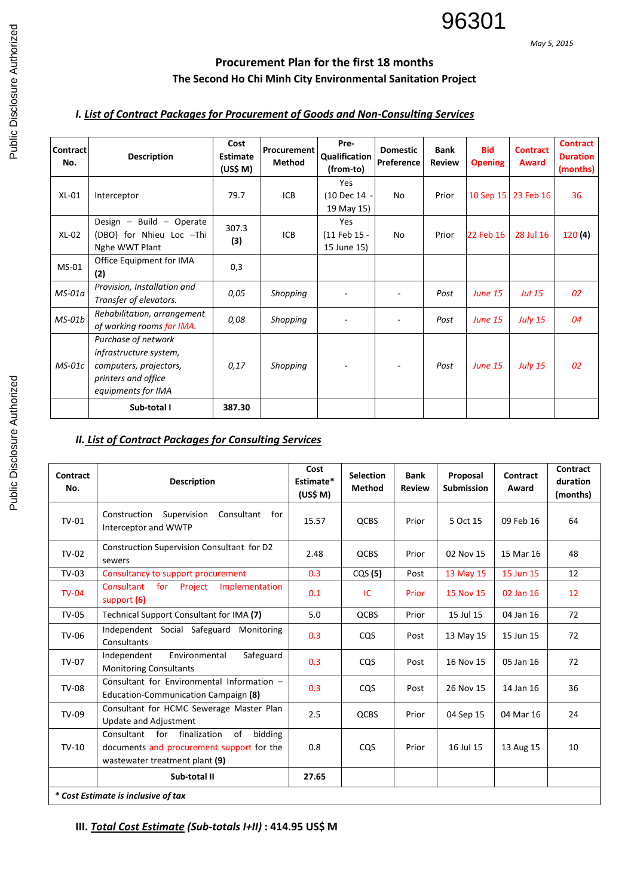96301

*May 5, 2015*

## Procurement Plan for the first 18 months
## The Second Ho Chi Minh City Environmental Sanitation Project

### *I. List of Contract Packages for Procurement of Goods and Non-Consulting Services*

| Contract No. | Description | Cost Estimate (US$ M) | Procurement Method | Pre-Qualification (from-to) | Domestic Preference | Bank Review | Bid Opening | Contract Award | Contract Duration (months) |
|---|---|---|---|---|---|---|---|---|---|
| XL-01 | Interceptor | 79.7 | ICB | Yes (10 Dec 14 - 19 May 15) | No | Prior | 10 Sep 15 | 23 Feb 16 | 36 |
| XL-02 | Design – Build – Operate (DBO) for Nhieu Loc –Thi Nghe WWT Plant | 307.3 **(3)** | ICB | Yes (11 Feb 15 - 15 June 15) | No | Prior | 22 Feb 16 | 28 Jul 16 | 120 **(4)** |
| MS-01 | Office Equipment for IMA **(2)** | 0,3 | | | | | | | |
| *MS-01a* | *Provision, Installation and Transfer of elevators.* | *0,05* | *Shopping* | - | - | *Post* | *June 15* | *Jul 15* | *02* |
| *MS-01b* | *Rehabilitation, arrangement of working rooms for IMA.* | *0,08* | *Shopping* | - | - | *Post* | *June 15* | *July 15* | *04* |
| *MS-01c* | *Purchase of network infrastructure system, computers, projectors, printers and office equipments for IMA* | *0,17* | *Shopping* | - | - | *Post* | *June 15* | *July 15* | *02* |
| | **Sub-total I** | **387.30** | | | | | | | |

### *II. List of Contract Packages for Consulting Services*

| Contract No. | Description | Cost Estimate* (US$ M) | Selection Method | Bank Review | Proposal Submission | Contract Award | Contract duration (months) |
|---|---|---|---|---|---|---|---|
| TV-01 | Construction Supervision Consultant for Interceptor and WWTP | 15.57 | QCBS | Prior | 5 Oct 15 | 09 Feb 16 | 64 |
| TV-02 | Construction Supervision Consultant for D2 sewers | 2.48 | QCBS | Prior | 02 Nov 15 | 15 Mar 16 | 48 |
| TV-03 | Consultancy to support procurement | 0.3 | CQS **(5)** | Post | 13 May 15 | 15 Jun 15 | 12 |
| TV-04 | Consultant for Project Implementation support **(6)** | 0.1 | IC | Prior | 15 Nov 15 | 02 Jan 16 | 12 |
| TV-05 | Technical Support Consultant for IMA **(7)** | 5.0 | QCBS | Prior | 15 Jul 15 | 04 Jan 16 | 72 |
| TV-06 | Independent Social Safeguard Monitoring Consultants | 0.3 | CQS | Post | 13 May 15 | 15 Jun 15 | 72 |
| TV-07 | Independent Environmental Safeguard Monitoring Consultants | 0.3 | CQS | Post | 16 Nov 15 | 05 Jan 16 | 72 |
| TV-08 | Consultant for Environmental Information – Education-Communication Campaign **(8)** | 0.3 | CQS | Post | 26 Nov 15 | 14 Jan 16 | 36 |
| TV-09 | Consultant for HCMC Sewerage Master Plan Update and Adjustment | 2.5 | QCBS | Prior | 04 Sep 15 | 04 Mar 16 | 24 |
| TV-10 | Consultant for finalization of bidding documents and procurement support for the wastewater treatment plant **(9)** | 0.8 | CQS | Prior | 16 Jul 15 | 13 Aug 15 | 10 |
| | **Sub-total II** | **27.65** | | | | | |
| ***\* Cost Estimate is inclusive of tax*** | | | | | | | |

### III. *Total Cost Estimate (Sub-totals I+II)* : 414.95 US$ M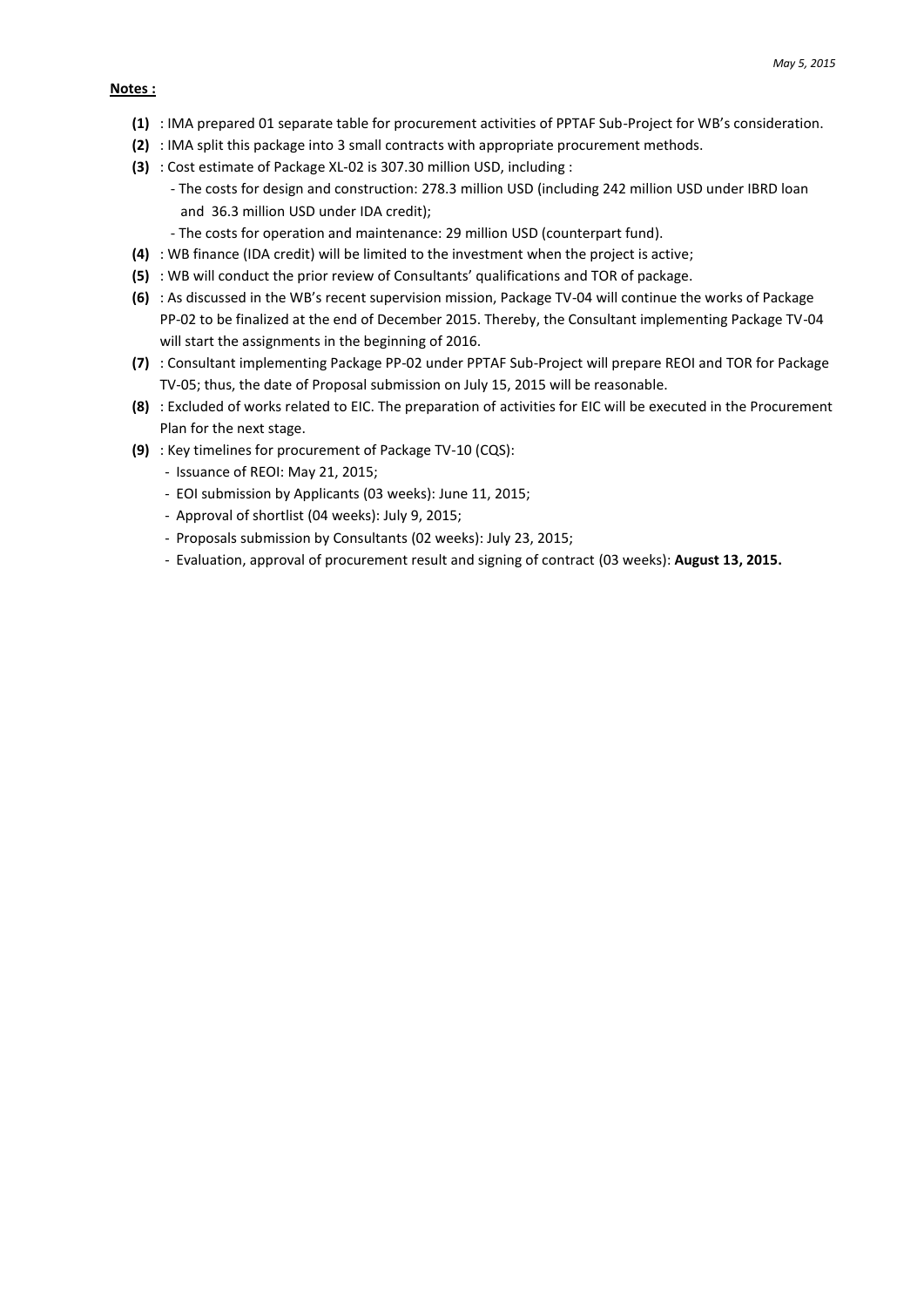**Notes :**

- **(1)** : IMA prepared 01 separate table for procurement activities of PPTAF Sub-Project for WB's consideration.
- **(2)** : IMA split this package into 3 small contracts with appropriate procurement methods.
- **(3)** : Cost estimate of Package XL-02 is 307.30 million USD, including :
  - The costs for design and construction: 278.3 million USD (including 242 million USD under IBRD loan and 36.3 million USD under IDA credit);
  - The costs for operation and maintenance: 29 million USD (counterpart fund).
- **(4)** : WB finance (IDA credit) will be limited to the investment when the project is active;
- **(5)** : WB will conduct the prior review of Consultants' qualifications and TOR of package.
- **(6)** : As discussed in the WB's recent supervision mission, Package TV-04 will continue the works of Package PP-02 to be finalized at the end of December 2015. Thereby, the Consultant implementing Package TV-04 will start the assignments in the beginning of 2016.
- **(7)** : Consultant implementing Package PP-02 under PPTAF Sub-Project will prepare REOI and TOR for Package TV-05; thus, the date of Proposal submission on July 15, 2015 will be reasonable.
- **(8)** : Excluded of works related to EIC. The preparation of activities for EIC will be executed in the Procurement Plan for the next stage.
- **(9)** : Key timelines for procurement of Package TV-10 (CQS):
  - Issuance of REOI: May 21, 2015;
  - EOI submission by Applicants (03 weeks): June 11, 2015;
  - Approval of shortlist (04 weeks): July 9, 2015;
  - Proposals submission by Consultants (02 weeks): July 23, 2015;
  - Evaluation, approval of procurement result and signing of contract (03 weeks): **August 13, 2015.**